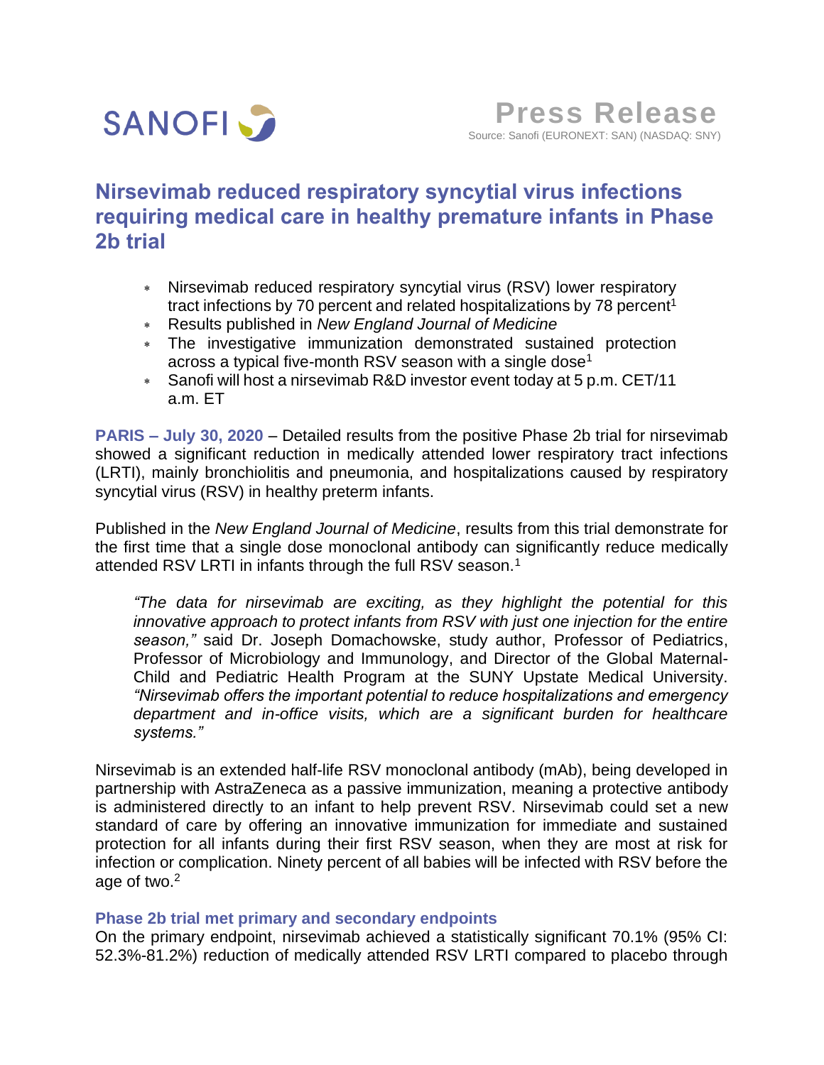SANOFI

# Press Release

Source: Sanofi (EURONEXT: SAN) (NASDAQ: SNY)

## Nirsevimab reduced respiratory syncytial virus infections requiring medical care in healthy premature infants in Phase 2b trial

- Nirsevimab reduced respiratory syncytial virus (RSV) lower respiratory tract infections by 70 percent and related hospitalizations by 78 percent[1]
- Results published in *New England Journal of Medicine*
- The investigative immunization demonstrated sustained protection across a typical five-month RSV season with a single dose[1]
- Sanofi will host a nirsevimab R&D investor event today at 5 p.m. CET/11 a.m. ET

**PARIS – July 30, 2020** – Detailed results from the positive Phase 2b trial for nirsevimab showed a significant reduction in medically attended lower respiratory tract infections (LRTI), mainly bronchiolitis and pneumonia, and hospitalizations caused by respiratory syncytial virus (RSV) in healthy preterm infants.

Published in the *New England Journal of Medicine*, results from this trial demonstrate for the first time that a single dose monoclonal antibody can significantly reduce medically attended RSV LRTI in infants through the full RSV season.[1]

> *"The data for nirsevimab are exciting, as they highlight the potential for this innovative approach to protect infants from RSV with just one injection for the entire season,"* said Dr. Joseph Domachowske, study author, Professor of Pediatrics, Professor of Microbiology and Immunology, and Director of the Global Maternal-Child and Pediatric Health Program at the SUNY Upstate Medical University. *"Nirsevimab offers the important potential to reduce hospitalizations and emergency department and in-office visits, which are a significant burden for healthcare systems."*

Nirsevimab is an extended half-life RSV monoclonal antibody (mAb), being developed in partnership with AstraZeneca as a passive immunization, meaning a protective antibody is administered directly to an infant to help prevent RSV. Nirsevimab could set a new standard of care by offering an innovative immunization for immediate and sustained protection for all infants during their first RSV season, when they are most at risk for infection or complication. Ninety percent of all babies will be infected with RSV before the age of two.[2]

### Phase 2b trial met primary and secondary endpoints

On the primary endpoint, nirsevimab achieved a statistically significant 70.1% (95% CI: 52.3%-81.2%) reduction of medically attended RSV LRTI compared to placebo through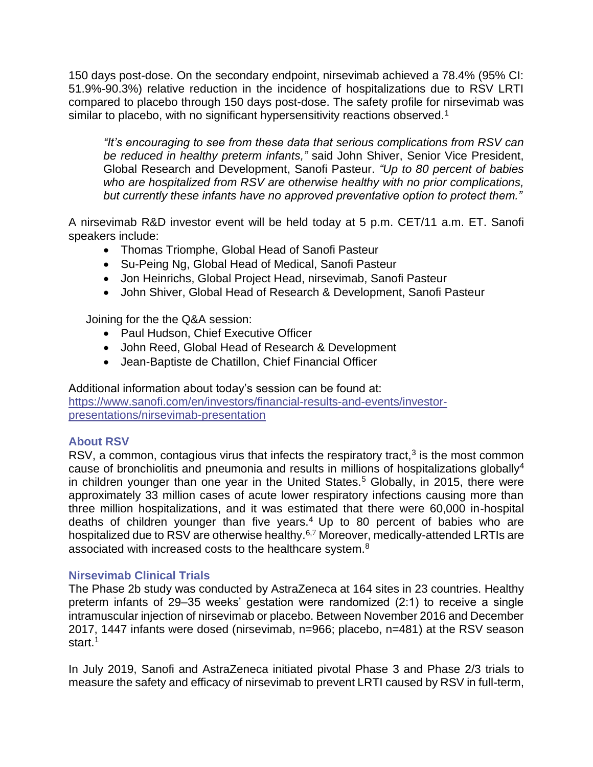150 days post-dose. On the secondary endpoint, nirsevimab achieved a 78.4% (95% CI: 51.9%-90.3%) relative reduction in the incidence of hospitalizations due to RSV LRTI compared to placebo through 150 days post-dose. The safety profile for nirsevimab was similar to placebo, with no significant hypersensitivity reactions observed.[1]

> *"It's encouraging to see from these data that serious complications from RSV can be reduced in healthy preterm infants,"* said John Shiver, Senior Vice President, Global Research and Development, Sanofi Pasteur. *"Up to 80 percent of babies who are hospitalized from RSV are otherwise healthy with no prior complications, but currently these infants have no approved preventative option to protect them."*

A nirsevimab R&D investor event will be held today at 5 p.m. CET/11 a.m. ET. Sanofi speakers include:

- Thomas Triomphe, Global Head of Sanofi Pasteur
- Su-Peing Ng, Global Head of Medical, Sanofi Pasteur
- Jon Heinrichs, Global Project Head, nirsevimab, Sanofi Pasteur
- John Shiver, Global Head of Research & Development, Sanofi Pasteur

Joining for the the Q&A session:

- Paul Hudson, Chief Executive Officer
- John Reed, Global Head of Research & Development
- Jean-Baptiste de Chatillon, Chief Financial Officer

Additional information about today's session can be found at: [https://www.sanofi.com/en/investors/financial-results-and-events/investor-presentations/nirsevimab-presentation](https://www.sanofi.com/en/investors/financial-results-and-events/investor-presentations/nirsevimab-presentation)

### About RSV

RSV, a common, contagious virus that infects the respiratory tract,[3] is the most common cause of bronchiolitis and pneumonia and results in millions of hospitalizations globally[4] in children younger than one year in the United States.[5] Globally, in 2015, there were approximately 33 million cases of acute lower respiratory infections causing more than three million hospitalizations, and it was estimated that there were 60,000 in-hospital deaths of children younger than five years.[4] Up to 80 percent of babies who are hospitalized due to RSV are otherwise healthy.[6,7] Moreover, medically-attended LRTIs are associated with increased costs to the healthcare system.[8]

### Nirsevimab Clinical Trials

The Phase 2b study was conducted by AstraZeneca at 164 sites in 23 countries. Healthy preterm infants of 29–35 weeks' gestation were randomized (2:1) to receive a single intramuscular injection of nirsevimab or placebo. Between November 2016 and December 2017, 1447 infants were dosed (nirsevimab, n=966; placebo, n=481) at the RSV season start.[1]

In July 2019, Sanofi and AstraZeneca initiated pivotal Phase 3 and Phase 2/3 trials to measure the safety and efficacy of nirsevimab to prevent LRTI caused by RSV in full-term,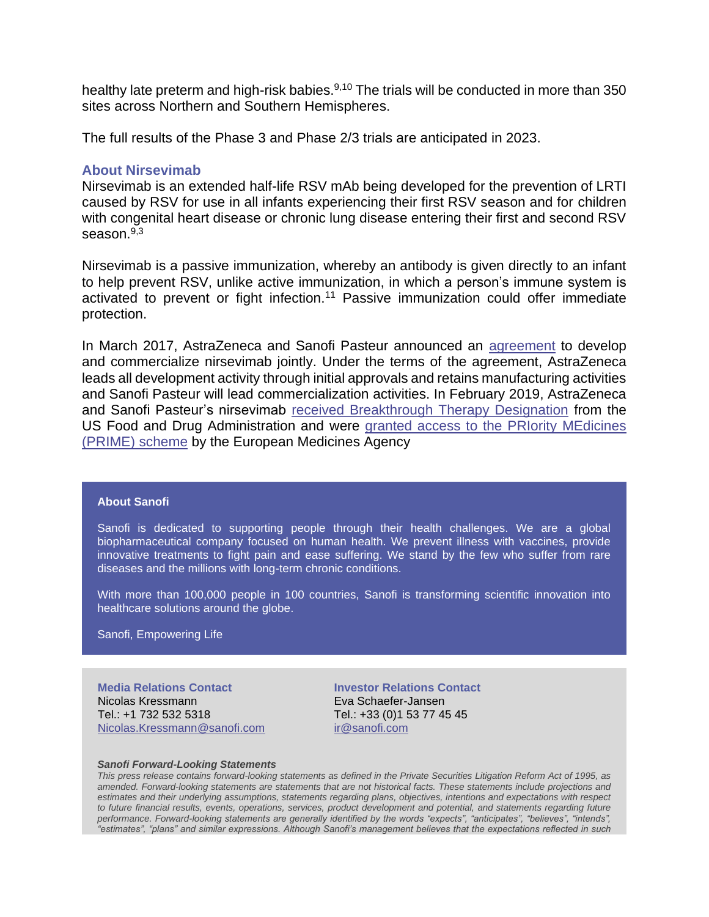healthy late preterm and high-risk babies.[9,10] The trials will be conducted in more than 350 sites across Northern and Southern Hemispheres.

The full results of the Phase 3 and Phase 2/3 trials are anticipated in 2023.

### About Nirsevimab

Nirsevimab is an extended half-life RSV mAb being developed for the prevention of LRTI caused by RSV for use in all infants experiencing their first RSV season and for children with congenital heart disease or chronic lung disease entering their first and second RSV season.[9,3]

Nirsevimab is a passive immunization, whereby an antibody is given directly to an infant to help prevent RSV, unlike active immunization, in which a person's immune system is activated to prevent or fight infection.[11] Passive immunization could offer immediate protection.

In March 2017, AstraZeneca and Sanofi Pasteur announced an agreement to develop and commercialize nirsevimab jointly. Under the terms of the agreement, AstraZeneca leads all development activity through initial approvals and retains manufacturing activities and Sanofi Pasteur will lead commercialization activities. In February 2019, AstraZeneca and Sanofi Pasteur's nirsevimab received Breakthrough Therapy Designation from the US Food and Drug Administration and were granted access to the PRIority MEdicines (PRIME) scheme by the European Medicines Agency

**About Sanofi**

Sanofi is dedicated to supporting people through their health challenges. We are a global biopharmaceutical company focused on human health. We prevent illness with vaccines, provide innovative treatments to fight pain and ease suffering. We stand by the few who suffer from rare diseases and the millions with long-term chronic conditions.

With more than 100,000 people in 100 countries, Sanofi is transforming scientific innovation into healthcare solutions around the globe.

Sanofi, Empowering Life

**Media Relations Contact**
Nicolas Kressmann
Tel.: +1 732 532 5318
Nicolas.Kressmann@sanofi.com

**Investor Relations Contact**
Eva Schaefer-Jansen
Tel.: +33 (0)1 53 77 45 45
ir@sanofi.com

***Sanofi Forward-Looking Statements***

*This press release contains forward-looking statements as defined in the Private Securities Litigation Reform Act of 1995, as amended. Forward-looking statements are statements that are not historical facts. These statements include projections and estimates and their underlying assumptions, statements regarding plans, objectives, intentions and expectations with respect to future financial results, events, operations, services, product development and potential, and statements regarding future performance. Forward-looking statements are generally identified by the words "expects", "anticipates", "believes", "intends", "estimates", "plans" and similar expressions. Although Sanofi's management believes that the expectations reflected in such*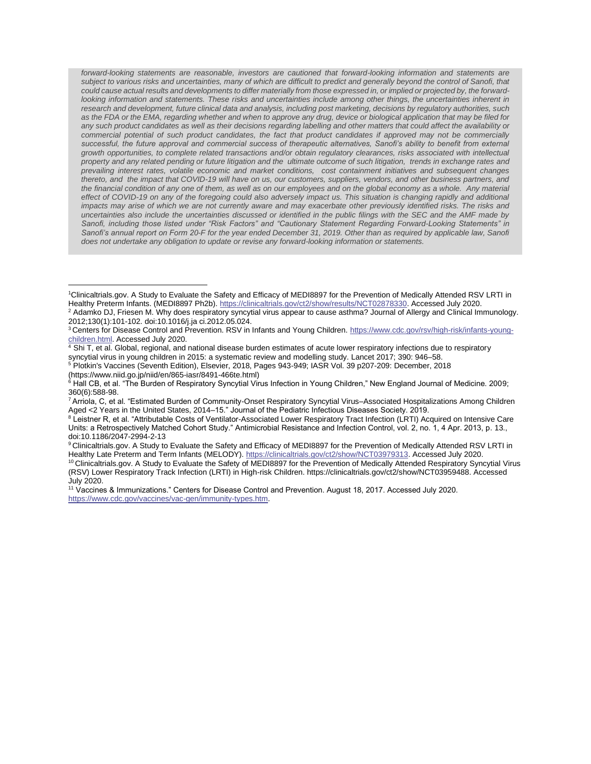*forward-looking statements are reasonable, investors are cautioned that forward-looking information and statements are subject to various risks and uncertainties, many of which are difficult to predict and generally beyond the control of Sanofi, that could cause actual results and developments to differ materially from those expressed in, or implied or projected by, the forward-looking information and statements. These risks and uncertainties include among other things, the uncertainties inherent in research and development, future clinical data and analysis, including post marketing, decisions by regulatory authorities, such as the FDA or the EMA, regarding whether and when to approve any drug, device or biological application that may be filed for any such product candidates as well as their decisions regarding labelling and other matters that could affect the availability or commercial potential of such product candidates, the fact that product candidates if approved may not be commercially successful, the future approval and commercial success of therapeutic alternatives, Sanofi's ability to benefit from external growth opportunities, to complete related transactions and/or obtain regulatory clearances, risks associated with intellectual property and any related pending or future litigation and the ultimate outcome of such litigation, trends in exchange rates and prevailing interest rates, volatile economic and market conditions, cost containment initiatives and subsequent changes thereto, and the impact that COVID-19 will have on us, our customers, suppliers, vendors, and other business partners, and the financial condition of any one of them, as well as on our employees and on the global economy as a whole. Any material effect of COVID-19 on any of the foregoing could also adversely impact us. This situation is changing rapidly and additional impacts may arise of which we are not currently aware and may exacerbate other previously identified risks. The risks and uncertainties also include the uncertainties discussed or identified in the public filings with the SEC and the AMF made by Sanofi, including those listed under "Risk Factors" and "Cautionary Statement Regarding Forward-Looking Statements" in Sanofi's annual report on Form 20-F for the year ended December 31, 2019. Other than as required by applicable law, Sanofi does not undertake any obligation to update or revise any forward-looking information or statements.*

---

[1] Clinicaltrials.gov. A Study to Evaluate the Safety and Efficacy of MEDI8897 for the Prevention of Medically Attended RSV LRTI in Healthy Preterm Infants. (MEDI8897 Ph2b). https://clinicaltrials.gov/ct2/show/results/NCT02878330. Accessed July 2020.

[2] Adamko DJ, Friesen M. Why does respiratory syncytial virus appear to cause asthma? Journal of Allergy and Clinical Immunology. 2012;130(1):101-102. doi:10.1016/j.ja ci.2012.05.024.

[3] Centers for Disease Control and Prevention. RSV in Infants and Young Children. https://www.cdc.gov/rsv/high-risk/infants-young-children.html. Accessed July 2020.

[4] Shi T, et al. Global, regional, and national disease burden estimates of acute lower respiratory infections due to respiratory syncytial virus in young children in 2015: a systematic review and modelling study. Lancet 2017; 390: 946–58.

[5] Plotkin's Vaccines (Seventh Edition), Elsevier, 2018, Pages 943-949; IASR Vol. 39 p207-209: December, 2018 (https://www.niid.go.jp/niid/en/865-iasr/8491-466te.html)

[6] Hall CB, et al. "The Burden of Respiratory Syncytial Virus Infection in Young Children," New England Journal of Medicine. 2009; 360(6):588-98.

[7] Arriola, C, et al. "Estimated Burden of Community-Onset Respiratory Syncytial Virus–Associated Hospitalizations Among Children Aged <2 Years in the United States, 2014–15." Journal of the Pediatric Infectious Diseases Society. 2019.

[8] Leistner R, et al. "Attributable Costs of Ventilator-Associated Lower Respiratory Tract Infection (LRTI) Acquired on Intensive Care Units: a Retrospectively Matched Cohort Study." Antimicrobial Resistance and Infection Control, vol. 2, no. 1, 4 Apr. 2013, p. 13., doi:10.1186/2047-2994-2-13

[9] Clinicaltrials.gov. A Study to Evaluate the Safety and Efficacy of MEDI8897 for the Prevention of Medically Attended RSV LRTI in Healthy Late Preterm and Term Infants (MELODY). https://clinicaltrials.gov/ct2/show/NCT03979313. Accessed July 2020.

[10] Clinicaltrials.gov. A Study to Evaluate the Safety of MEDI8897 for the Prevention of Medically Attended Respiratory Syncytial Virus (RSV) Lower Respiratory Track Infection (LRTI) in High-risk Children. https://clinicaltrials.gov/ct2/show/NCT03959488. Accessed July 2020.

[11] Vaccines & Immunizations." Centers for Disease Control and Prevention. August 18, 2017. Accessed July 2020. https://www.cdc.gov/vaccines/vac-gen/immunity-types.htm.